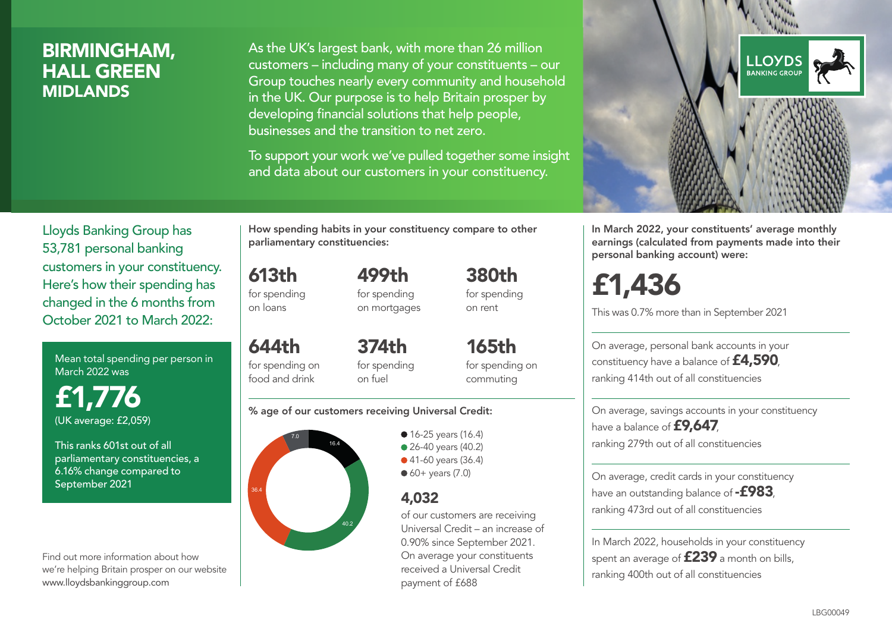# BIRMINGHAM, HALL GREEN
## MIDLANDS

As the UK's largest bank, with more than 26 million customers – including many of your constituents – our Group touches nearly every community and household in the UK. Our purpose is to help Britain prosper by developing financial solutions that help people, businesses and the transition to net zero.

To support your work we've pulled together some insight and data about our customers in your constituency.

LLOYDS BANKING GROUP

Lloyds Banking Group has 53,781 personal banking customers in your constituency. Here's how their spending has changed in the 6 months from October 2021 to March 2022:

Mean total spending per person in March 2022 was

**£1,776**
(UK average: £2,059)

This ranks 601st out of all parliamentary constituencies, a 6.16% change compared to September 2021

Find out more information about how we're helping Britain prosper on our website www.lloydsbankinggroup.com

**How spending habits in your constituency compare to other parliamentary constituencies:**

**613th** for spending on loans

**499th** for spending on mortgages

**380th** for spending on rent

**644th** for spending on food and drink

**374th** for spending on fuel

**165th** for spending on commuting

**% age of our customers receiving Universal Credit:**

- 16-25 years (16.4)
- 26-40 years (40.2)
- 41-60 years (36.4)
- 60+ years (7.0)

**4,032**
of our customers are receiving Universal Credit – an increase of 0.90% since September 2021. On average your constituents received a Universal Credit payment of £688

**In March 2022, your constituents' average monthly earnings (calculated from payments made into their personal banking account) were:**

**£1,436**
This was 0.7% more than in September 2021

On average, personal bank accounts in your constituency have a balance of **£4,590**, ranking 414th out of all constituencies

On average, savings accounts in your constituency have a balance of **£9,647**, ranking 279th out of all constituencies

On average, credit cards in your constituency have an outstanding balance of **-£983**, ranking 473rd out of all constituencies

In March 2022, households in your constituency spent an average of **£239** a month on bills, ranking 400th out of all constituencies

LBG00049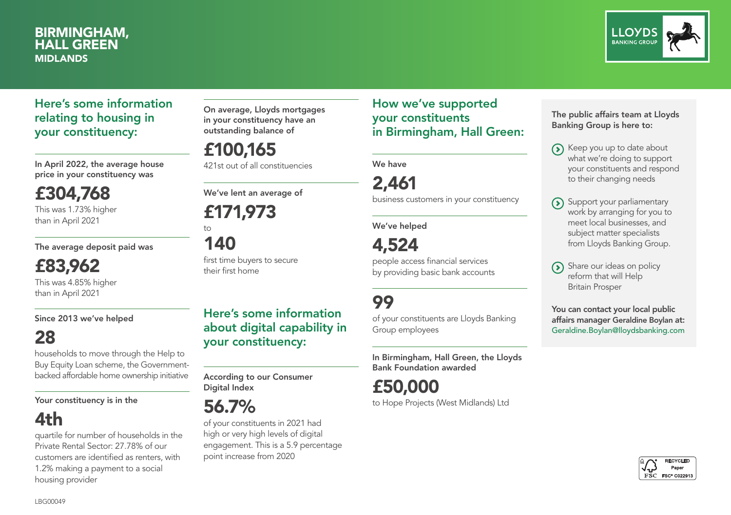# BIRMINGHAM, HALL GREEN
MIDLANDS

## Here's some information relating to housing in your constituency:

**In April 2022, the average house price in your constituency was**

**£304,768**

This was 1.73% higher than in April 2021

**The average deposit paid was**

**£83,962**

This was 4.85% higher than in April 2021

**Since 2013 we've helped**

**28**

households to move through the Help to Buy Equity Loan scheme, the Government-backed affordable home ownership initiative

**Your constituency is in the**

**4th**

quartile for number of households in the Private Rental Sector: 27.78% of our customers are identified as renters, with 1.2% making a payment to a social housing provider

**On average, Lloyds mortgages in your constituency have an outstanding balance of**

**£100,165**

421st out of all constituencies

**We've lent an average of**

**£171,973**

to

**140**

first time buyers to secure their first home

## Here's some information about digital capability in your constituency:

**According to our Consumer Digital Index**

**56.7%**

of your constituents in 2021 had high or very high levels of digital engagement. This is a 5.9 percentage point increase from 2020

## How we've supported your constituents in Birmingham, Hall Green:

**We have**

**2,461**

business customers in your constituency

**We've helped**

**4,524**

people access financial services by providing basic bank accounts

**99**

of your constituents are Lloyds Banking Group employees

**In Birmingham, Hall Green, the Lloyds Bank Foundation awarded**

**£50,000**

to Hope Projects (West Midlands) Ltd

**The public affairs team at Lloyds Banking Group is here to:**

- Keep you up to date about what we're doing to support your constituents and respond to their changing needs
- Support your parliamentary work by arranging for you to meet local businesses, and subject matter specialists from Lloyds Banking Group.
- Share our ideas on policy reform that will Help Britain Prosper

**You can contact your local public affairs manager Geraldine Boylan at:**
Geraldine.Boylan@lloydsbanking.com

LBG00049